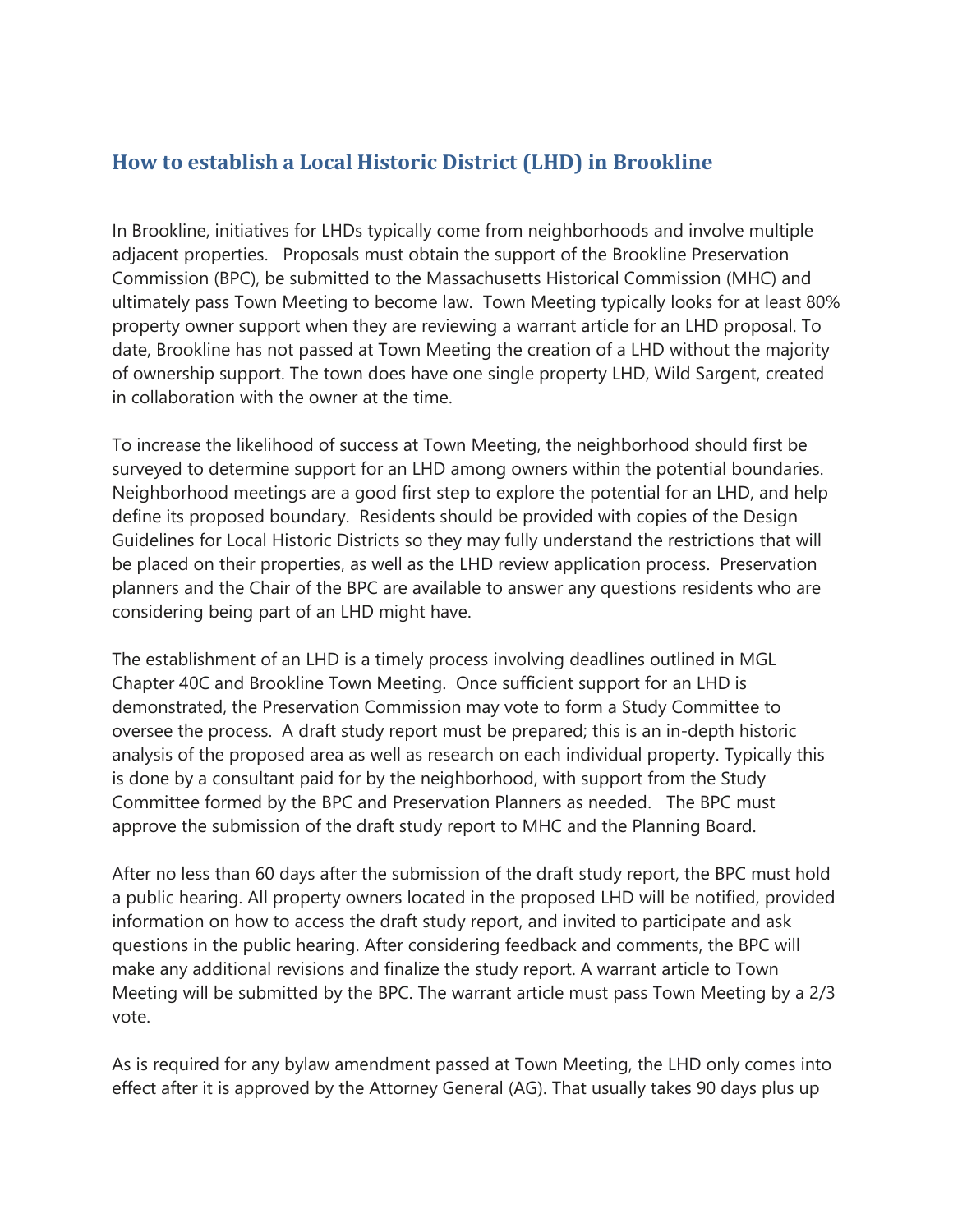## How to establish a Local Historic District (LHD) in Brookline

In Brookline, initiatives for LHDs typically come from neighborhoods and involve multiple adjacent properties. Proposals must obtain the support of the Brookline Preservation Commission (BPC), be submitted to the Massachusetts Historical Commission (MHC) and ultimately pass Town Meeting to become law. Town Meeting typically looks for at least 80% property owner support when they are reviewing a warrant article for an LHD proposal. To date, Brookline has not passed at Town Meeting the creation of a LHD without the majority of ownership support. The town does have one single property LHD, Wild Sargent, created in collaboration with the owner at the time.

To increase the likelihood of success at Town Meeting, the neighborhood should first be surveyed to determine support for an LHD among owners within the potential boundaries. Neighborhood meetings are a good first step to explore the potential for an LHD, and help define its proposed boundary. Residents should be provided with copies of the Design Guidelines for Local Historic Districts so they may fully understand the restrictions that will be placed on their properties, as well as the LHD review application process. Preservation planners and the Chair of the BPC are available to answer any questions residents who are considering being part of an LHD might have.

The establishment of an LHD is a timely process involving deadlines outlined in MGL Chapter 40C and Brookline Town Meeting. Once sufficient support for an LHD is demonstrated, the Preservation Commission may vote to form a Study Committee to oversee the process. A draft study report must be prepared; this is an in-depth historic analysis of the proposed area as well as research on each individual property. Typically this is done by a consultant paid for by the neighborhood, with support from the Study Committee formed by the BPC and Preservation Planners as needed. The BPC must approve the submission of the draft study report to MHC and the Planning Board.

After no less than 60 days after the submission of the draft study report, the BPC must hold a public hearing. All property owners located in the proposed LHD will be notified, provided information on how to access the draft study report, and invited to participate and ask questions in the public hearing. After considering feedback and comments, the BPC will make any additional revisions and finalize the study report. A warrant article to Town Meeting will be submitted by the BPC. The warrant article must pass Town Meeting by a 2/3 vote.

As is required for any bylaw amendment passed at Town Meeting, the LHD only comes into effect after it is approved by the Attorney General (AG). That usually takes 90 days plus up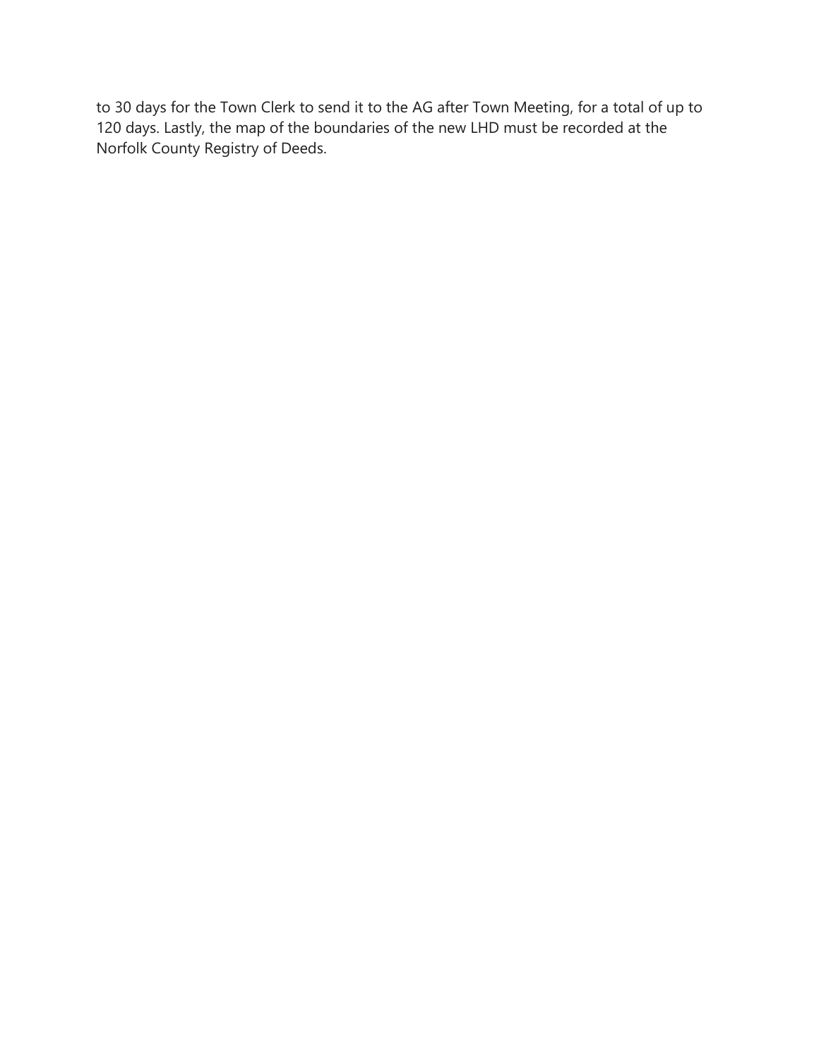to 30 days for the Town Clerk to send it to the AG after Town Meeting, for a total of up to 120 days. Lastly, the map of the boundaries of the new LHD must be recorded at the Norfolk County Registry of Deeds.